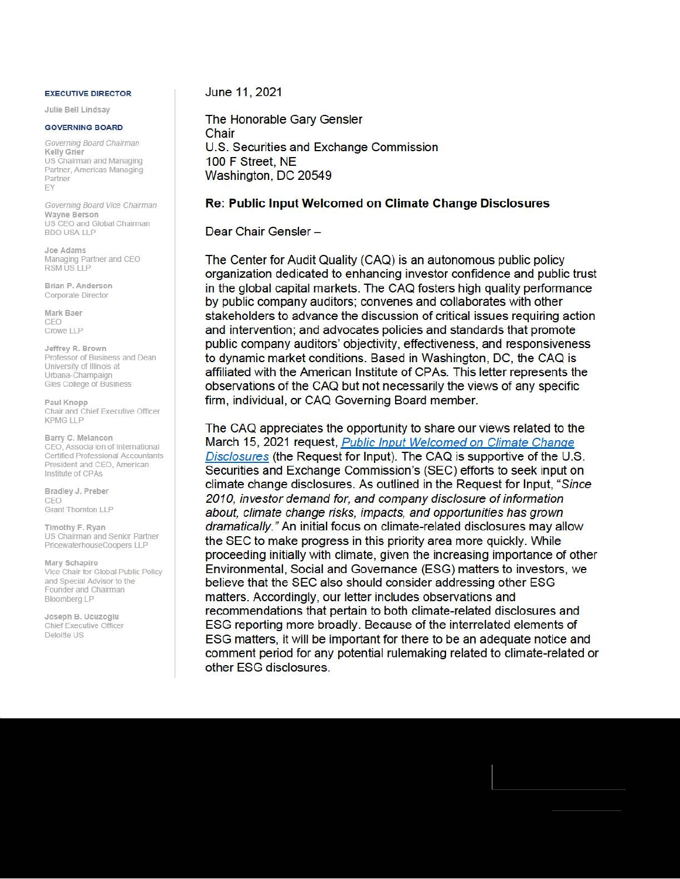**EXECUTIVE DIRECTOR**

Julie Bell Lindsay

**GOVERNING BOARD**

*Governing Board Chairman*
**Kelly Grier**
US Chairman and Managing Partner, Americas Managing Partner
EY

*Governing Board Vice Chairman*
**Wayne Berson**
US CEO and Global Chairman
BDO USA LLP

**Joe Adams**
Managing Partner and CEO
RSM US LLP

**Brian P. Anderson**
Corporate Director

**Mark Baer**
CEO
Crowe LLP

**Jeffrey R. Brown**
Professor of Business and Dean
University of Illinois at Urbana-Champaign
Gies College of Business

**Paul Knopp**
Chair and Chief Executive Officer
KPMG LLP

**Barry C. Melancon**
CEO, Association of International Certified Professional Accountants
President and CEO, American Institute of CPAs

**Bradley J. Preber**
CEO
Grant Thornton LLP

**Timothy F. Ryan**
US Chairman and Senior Partner
PricewaterhouseCoopers LLP

**Mary Schapiro**
Vice Chair for Global Public Policy and Special Advisor to the Founder and Chairman
Bloomberg LP

**Joseph B. Ucuzoglu**
Chief Executive Officer
Deloitte US

June 11, 2021

The Honorable Gary Gensler
Chair
U.S. Securities and Exchange Commission
100 F Street, NE
Washington, DC 20549

**Re: Public Input Welcomed on Climate Change Disclosures**

Dear Chair Gensler –

The Center for Audit Quality (CAQ) is an autonomous public policy organization dedicated to enhancing investor confidence and public trust in the global capital markets. The CAQ fosters high quality performance by public company auditors; convenes and collaborates with other stakeholders to advance the discussion of critical issues requiring action and intervention; and advocates policies and standards that promote public company auditors' objectivity, effectiveness, and responsiveness to dynamic market conditions. Based in Washington, DC, the CAQ is affiliated with the American Institute of CPAs. This letter represents the observations of the CAQ but not necessarily the views of any specific firm, individual, or CAQ Governing Board member.

The CAQ appreciates the opportunity to share our views related to the March 15, 2021 request, *Public Input Welcomed on Climate Change Disclosures* (the Request for Input). The CAQ is supportive of the U.S. Securities and Exchange Commission's (SEC) efforts to seek input on climate change disclosures. As outlined in the Request for Input, "*Since 2010, investor demand for, and company disclosure of information about, climate change risks, impacts, and opportunities has grown dramatically.*" An initial focus on climate-related disclosures may allow the SEC to make progress in this priority area more quickly. While proceeding initially with climate, given the increasing importance of other Environmental, Social and Governance (ESG) matters to investors, we believe that the SEC also should consider addressing other ESG matters. Accordingly, our letter includes observations and recommendations that pertain to both climate-related disclosures and ESG reporting more broadly. Because of the interrelated elements of ESG matters, it will be important for there to be an adequate notice and comment period for any potential rulemaking related to climate-related or other ESG disclosures.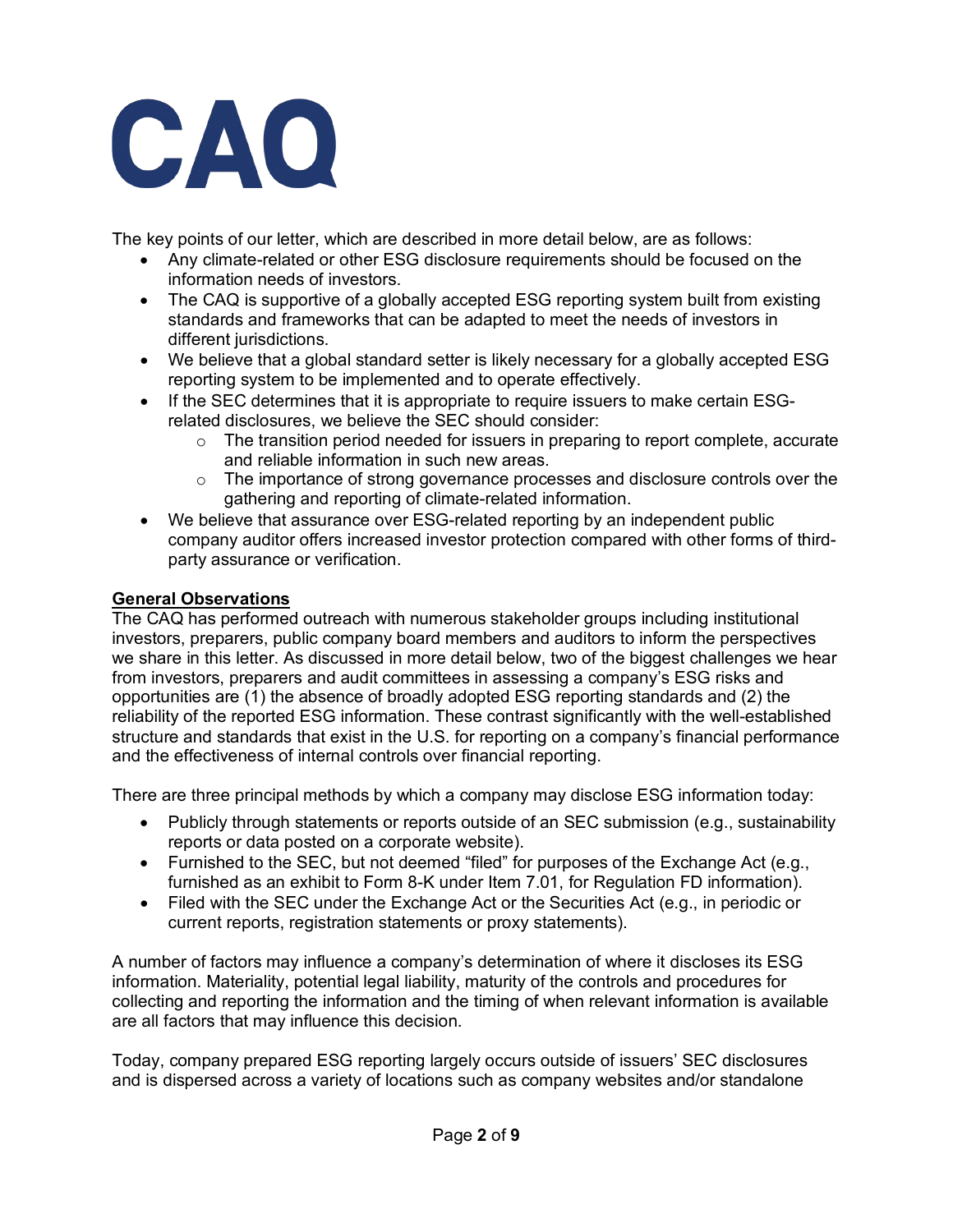The key points of our letter, which are described in more detail below, are as follows:

- Any climate-related or other ESG disclosure requirements should be focused on the information needs of investors.
- The CAQ is supportive of a globally accepted ESG reporting system built from existing standards and frameworks that can be adapted to meet the needs of investors in different jurisdictions.
- We believe that a global standard setter is likely necessary for a globally accepted ESG reporting system to be implemented and to operate effectively.
- If the SEC determines that it is appropriate to require issuers to make certain ESG-related disclosures, we believe the SEC should consider:
  - The transition period needed for issuers in preparing to report complete, accurate and reliable information in such new areas.
  - The importance of strong governance processes and disclosure controls over the gathering and reporting of climate-related information.
- We believe that assurance over ESG-related reporting by an independent public company auditor offers increased investor protection compared with other forms of third-party assurance or verification.

**General Observations**

The CAQ has performed outreach with numerous stakeholder groups including institutional investors, preparers, public company board members and auditors to inform the perspectives we share in this letter. As discussed in more detail below, two of the biggest challenges we hear from investors, preparers and audit committees in assessing a company's ESG risks and opportunities are (1) the absence of broadly adopted ESG reporting standards and (2) the reliability of the reported ESG information. These contrast significantly with the well-established structure and standards that exist in the U.S. for reporting on a company's financial performance and the effectiveness of internal controls over financial reporting.

There are three principal methods by which a company may disclose ESG information today:

- Publicly through statements or reports outside of an SEC submission (e.g., sustainability reports or data posted on a corporate website).
- Furnished to the SEC, but not deemed "filed" for purposes of the Exchange Act (e.g., furnished as an exhibit to Form 8-K under Item 7.01, for Regulation FD information).
- Filed with the SEC under the Exchange Act or the Securities Act (e.g., in periodic or current reports, registration statements or proxy statements).

A number of factors may influence a company's determination of where it discloses its ESG information. Materiality, potential legal liability, maturity of the controls and procedures for collecting and reporting the information and the timing of when relevant information is available are all factors that may influence this decision.

Today, company prepared ESG reporting largely occurs outside of issuers' SEC disclosures and is dispersed across a variety of locations such as company websites and/or standalone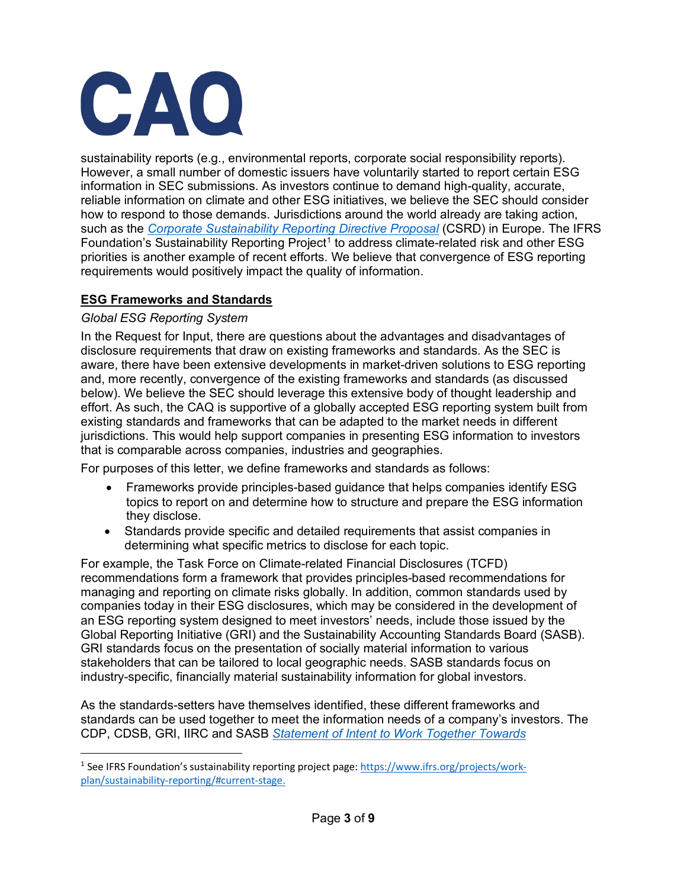sustainability reports (e.g., environmental reports, corporate social responsibility reports). However, a small number of domestic issuers have voluntarily started to report certain ESG information in SEC submissions. As investors continue to demand high-quality, accurate, reliable information on climate and other ESG initiatives, we believe the SEC should consider how to respond to those demands. Jurisdictions around the world already are taking action, such as the *Corporate Sustainability Reporting Directive Proposal* (CSRD) in Europe. The IFRS Foundation's Sustainability Reporting Project[1] to address climate-related risk and other ESG priorities is another example of recent efforts. We believe that convergence of ESG reporting requirements would positively impact the quality of information.

## ESG Frameworks and Standards

### *Global ESG Reporting System*

In the Request for Input, there are questions about the advantages and disadvantages of disclosure requirements that draw on existing frameworks and standards. As the SEC is aware, there have been extensive developments in market-driven solutions to ESG reporting and, more recently, convergence of the existing frameworks and standards (as discussed below). We believe the SEC should leverage this extensive body of thought leadership and effort. As such, the CAQ is supportive of a globally accepted ESG reporting system built from existing standards and frameworks that can be adapted to the market needs in different jurisdictions. This would help support companies in presenting ESG information to investors that is comparable across companies, industries and geographies.

For purposes of this letter, we define frameworks and standards as follows:

- Frameworks provide principles-based guidance that helps companies identify ESG topics to report on and determine how to structure and prepare the ESG information they disclose.
- Standards provide specific and detailed requirements that assist companies in determining what specific metrics to disclose for each topic.

For example, the Task Force on Climate-related Financial Disclosures (TCFD) recommendations form a framework that provides principles-based recommendations for managing and reporting on climate risks globally. In addition, common standards used by companies today in their ESG disclosures, which may be considered in the development of an ESG reporting system designed to meet investors' needs, include those issued by the Global Reporting Initiative (GRI) and the Sustainability Accounting Standards Board (SASB). GRI standards focus on the presentation of socially material information to various stakeholders that can be tailored to local geographic needs. SASB standards focus on industry-specific, financially material sustainability information for global investors.

As the standards-setters have themselves identified, these different frameworks and standards can be used together to meet the information needs of a company's investors. The CDP, CDSB, GRI, IIRC and SASB *Statement of Intent to Work Together Towards*

[1] See IFRS Foundation's sustainability reporting project page: https://www.ifrs.org/projects/work-plan/sustainability-reporting/#current-stage.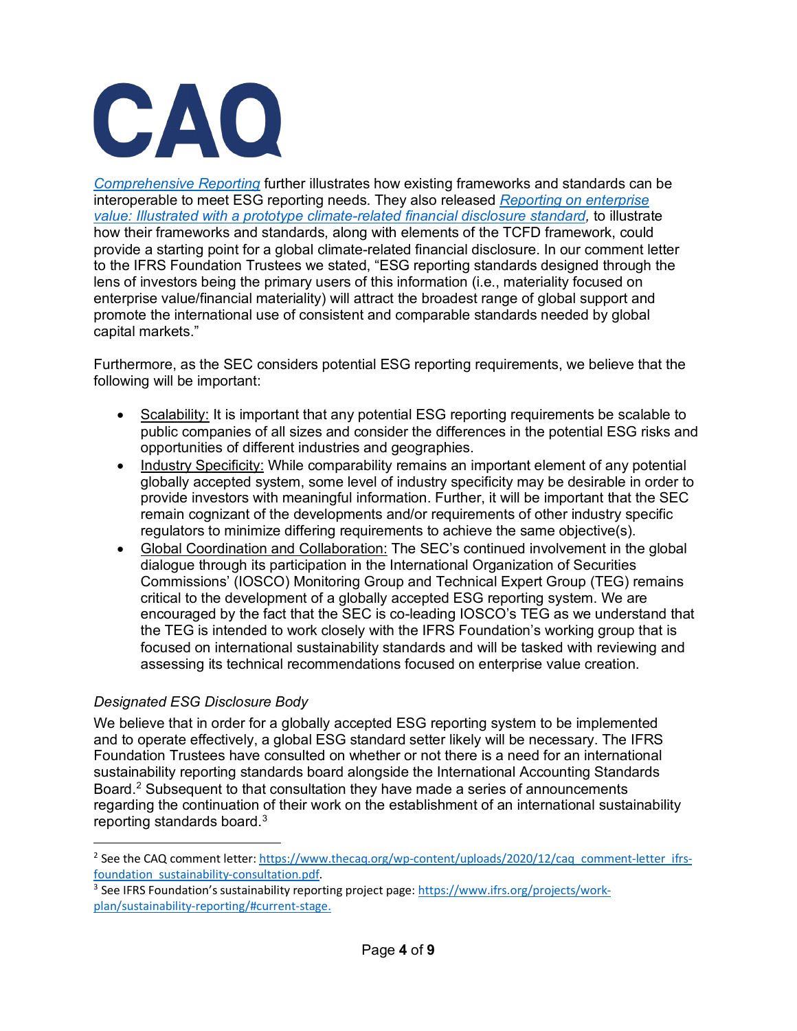*Comprehensive Reporting* further illustrates how existing frameworks and standards can be interoperable to meet ESG reporting needs. They also released *Reporting on enterprise value: Illustrated with a prototype climate-related financial disclosure standard,* to illustrate how their frameworks and standards, along with elements of the TCFD framework, could provide a starting point for a global climate-related financial disclosure. In our comment letter to the IFRS Foundation Trustees we stated, "ESG reporting standards designed through the lens of investors being the primary users of this information (i.e., materiality focused on enterprise value/financial materiality) will attract the broadest range of global support and promote the international use of consistent and comparable standards needed by global capital markets."

Furthermore, as the SEC considers potential ESG reporting requirements, we believe that the following will be important:

- Scalability: It is important that any potential ESG reporting requirements be scalable to public companies of all sizes and consider the differences in the potential ESG risks and opportunities of different industries and geographies.
- Industry Specificity: While comparability remains an important element of any potential globally accepted system, some level of industry specificity may be desirable in order to provide investors with meaningful information. Further, it will be important that the SEC remain cognizant of the developments and/or requirements of other industry specific regulators to minimize differing requirements to achieve the same objective(s).
- Global Coordination and Collaboration: The SEC's continued involvement in the global dialogue through its participation in the International Organization of Securities Commissions' (IOSCO) Monitoring Group and Technical Expert Group (TEG) remains critical to the development of a globally accepted ESG reporting system. We are encouraged by the fact that the SEC is co-leading IOSCO's TEG as we understand that the TEG is intended to work closely with the IFRS Foundation's working group that is focused on international sustainability standards and will be tasked with reviewing and assessing its technical recommendations focused on enterprise value creation.

*Designated ESG Disclosure Body*

We believe that in order for a globally accepted ESG reporting system to be implemented and to operate effectively, a global ESG standard setter likely will be necessary. The IFRS Foundation Trustees have consulted on whether or not there is a need for an international sustainability reporting standards board alongside the International Accounting Standards Board.[2] Subsequent to that consultation they have made a series of announcements regarding the continuation of their work on the establishment of an international sustainability reporting standards board.[3]

---

[2] See the CAQ comment letter: https://www.thecaq.org/wp-content/uploads/2020/12/caq_comment-letter_ifrs-foundation_sustainability-consultation.pdf.

[3] See IFRS Foundation's sustainability reporting project page: https://www.ifrs.org/projects/work-plan/sustainability-reporting/#current-stage.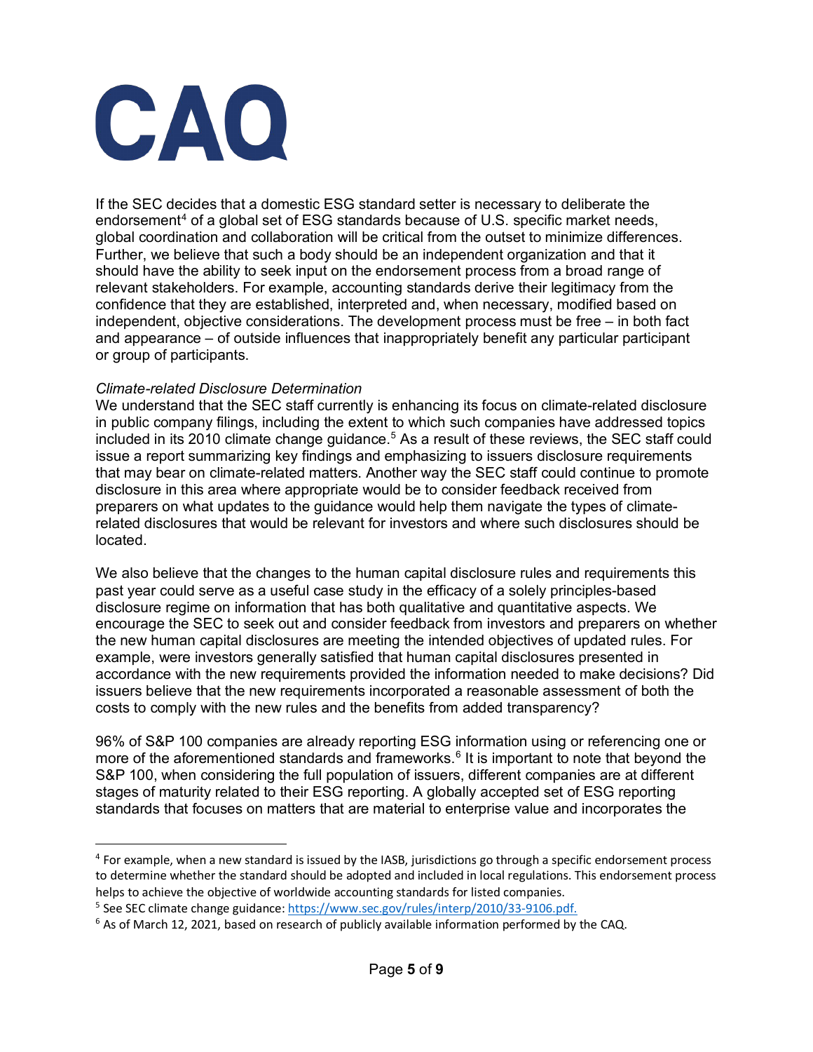If the SEC decides that a domestic ESG standard setter is necessary to deliberate the endorsement[4] of a global set of ESG standards because of U.S. specific market needs, global coordination and collaboration will be critical from the outset to minimize differences. Further, we believe that such a body should be an independent organization and that it should have the ability to seek input on the endorsement process from a broad range of relevant stakeholders. For example, accounting standards derive their legitimacy from the confidence that they are established, interpreted and, when necessary, modified based on independent, objective considerations. The development process must be free – in both fact and appearance – of outside influences that inappropriately benefit any particular participant or group of participants.

*Climate-related Disclosure Determination*

We understand that the SEC staff currently is enhancing its focus on climate-related disclosure in public company filings, including the extent to which such companies have addressed topics included in its 2010 climate change guidance.[5] As a result of these reviews, the SEC staff could issue a report summarizing key findings and emphasizing to issuers disclosure requirements that may bear on climate-related matters. Another way the SEC staff could continue to promote disclosure in this area where appropriate would be to consider feedback received from preparers on what updates to the guidance would help them navigate the types of climate-related disclosures that would be relevant for investors and where such disclosures should be located.

We also believe that the changes to the human capital disclosure rules and requirements this past year could serve as a useful case study in the efficacy of a solely principles-based disclosure regime on information that has both qualitative and quantitative aspects. We encourage the SEC to seek out and consider feedback from investors and preparers on whether the new human capital disclosures are meeting the intended objectives of updated rules. For example, were investors generally satisfied that human capital disclosures presented in accordance with the new requirements provided the information needed to make decisions? Did issuers believe that the new requirements incorporated a reasonable assessment of both the costs to comply with the new rules and the benefits from added transparency?

96% of S&P 100 companies are already reporting ESG information using or referencing one or more of the aforementioned standards and frameworks.[6] It is important to note that beyond the S&P 100, when considering the full population of issuers, different companies are at different stages of maturity related to their ESG reporting. A globally accepted set of ESG reporting standards that focuses on matters that are material to enterprise value and incorporates the

---

[4] For example, when a new standard is issued by the IASB, jurisdictions go through a specific endorsement process to determine whether the standard should be adopted and included in local regulations. This endorsement process helps to achieve the objective of worldwide accounting standards for listed companies.

[5] See SEC climate change guidance: https://www.sec.gov/rules/interp/2010/33-9106.pdf.

[6] As of March 12, 2021, based on research of publicly available information performed by the CAQ.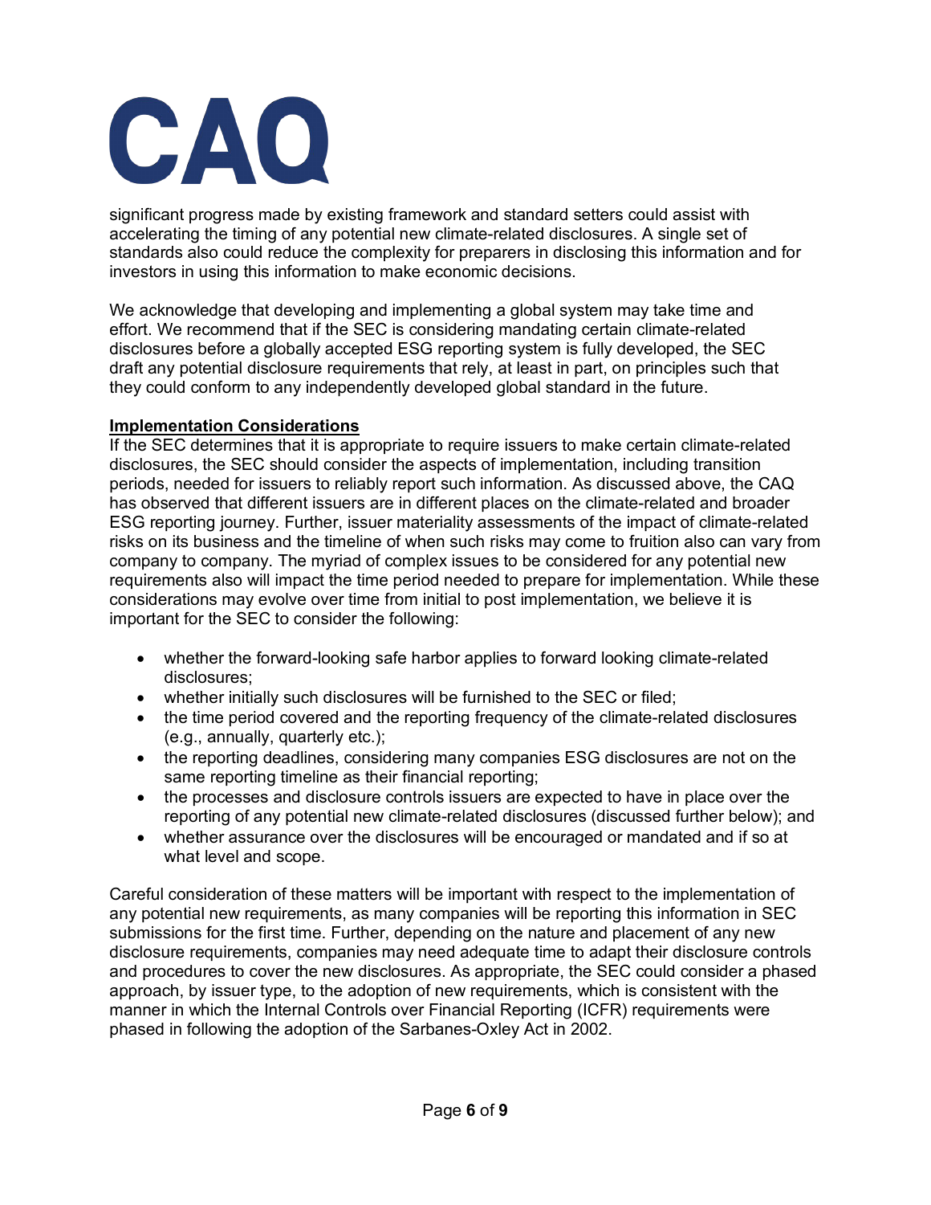significant progress made by existing framework and standard setters could assist with accelerating the timing of any potential new climate-related disclosures. A single set of standards also could reduce the complexity for preparers in disclosing this information and for investors in using this information to make economic decisions.

We acknowledge that developing and implementing a global system may take time and effort. We recommend that if the SEC is considering mandating certain climate-related disclosures before a globally accepted ESG reporting system is fully developed, the SEC draft any potential disclosure requirements that rely, at least in part, on principles such that they could conform to any independently developed global standard in the future.

**Implementation Considerations**

If the SEC determines that it is appropriate to require issuers to make certain climate-related disclosures, the SEC should consider the aspects of implementation, including transition periods, needed for issuers to reliably report such information. As discussed above, the CAQ has observed that different issuers are in different places on the climate-related and broader ESG reporting journey. Further, issuer materiality assessments of the impact of climate-related risks on its business and the timeline of when such risks may come to fruition also can vary from company to company. The myriad of complex issues to be considered for any potential new requirements also will impact the time period needed to prepare for implementation. While these considerations may evolve over time from initial to post implementation, we believe it is important for the SEC to consider the following:

- whether the forward-looking safe harbor applies to forward looking climate-related disclosures;
- whether initially such disclosures will be furnished to the SEC or filed;
- the time period covered and the reporting frequency of the climate-related disclosures (e.g., annually, quarterly etc.);
- the reporting deadlines, considering many companies ESG disclosures are not on the same reporting timeline as their financial reporting;
- the processes and disclosure controls issuers are expected to have in place over the reporting of any potential new climate-related disclosures (discussed further below); and
- whether assurance over the disclosures will be encouraged or mandated and if so at what level and scope.

Careful consideration of these matters will be important with respect to the implementation of any potential new requirements, as many companies will be reporting this information in SEC submissions for the first time. Further, depending on the nature and placement of any new disclosure requirements, companies may need adequate time to adapt their disclosure controls and procedures to cover the new disclosures. As appropriate, the SEC could consider a phased approach, by issuer type, to the adoption of new requirements, which is consistent with the manner in which the Internal Controls over Financial Reporting (ICFR) requirements were phased in following the adoption of the Sarbanes-Oxley Act in 2002.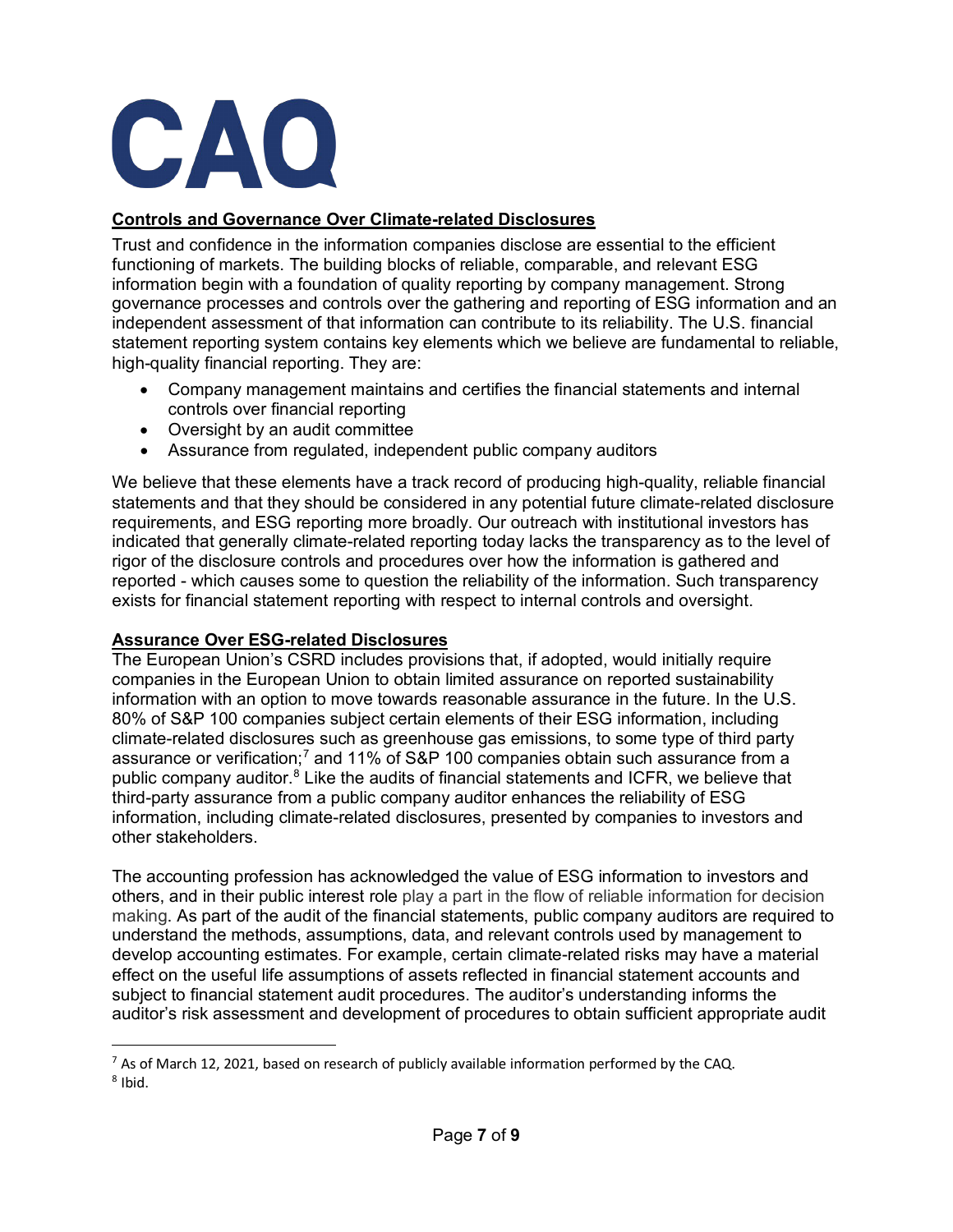CAQ

**Controls and Governance Over Climate-related Disclosures**

Trust and confidence in the information companies disclose are essential to the efficient functioning of markets. The building blocks of reliable, comparable, and relevant ESG information begin with a foundation of quality reporting by company management. Strong governance processes and controls over the gathering and reporting of ESG information and an independent assessment of that information can contribute to its reliability. The U.S. financial statement reporting system contains key elements which we believe are fundamental to reliable, high-quality financial reporting. They are:

- Company management maintains and certifies the financial statements and internal controls over financial reporting
- Oversight by an audit committee
- Assurance from regulated, independent public company auditors

We believe that these elements have a track record of producing high-quality, reliable financial statements and that they should be considered in any potential future climate-related disclosure requirements, and ESG reporting more broadly. Our outreach with institutional investors has indicated that generally climate-related reporting today lacks the transparency as to the level of rigor of the disclosure controls and procedures over how the information is gathered and reported - which causes some to question the reliability of the information. Such transparency exists for financial statement reporting with respect to internal controls and oversight.

**Assurance Over ESG-related Disclosures**

The European Union's CSRD includes provisions that, if adopted, would initially require companies in the European Union to obtain limited assurance on reported sustainability information with an option to move towards reasonable assurance in the future. In the U.S. 80% of S&P 100 companies subject certain elements of their ESG information, including climate-related disclosures such as greenhouse gas emissions, to some type of third party assurance or verification;[7] and 11% of S&P 100 companies obtain such assurance from a public company auditor.[8] Like the audits of financial statements and ICFR, we believe that third-party assurance from a public company auditor enhances the reliability of ESG information, including climate-related disclosures, presented by companies to investors and other stakeholders.

The accounting profession has acknowledged the value of ESG information to investors and others, and in their public interest role play a part in the flow of reliable information for decision making. As part of the audit of the financial statements, public company auditors are required to understand the methods, assumptions, data, and relevant controls used by management to develop accounting estimates. For example, certain climate-related risks may have a material effect on the useful life assumptions of assets reflected in financial statement accounts and subject to financial statement audit procedures. The auditor's understanding informs the auditor's risk assessment and development of procedures to obtain sufficient appropriate audit

[7] As of March 12, 2021, based on research of publicly available information performed by the CAQ.

[8] Ibid.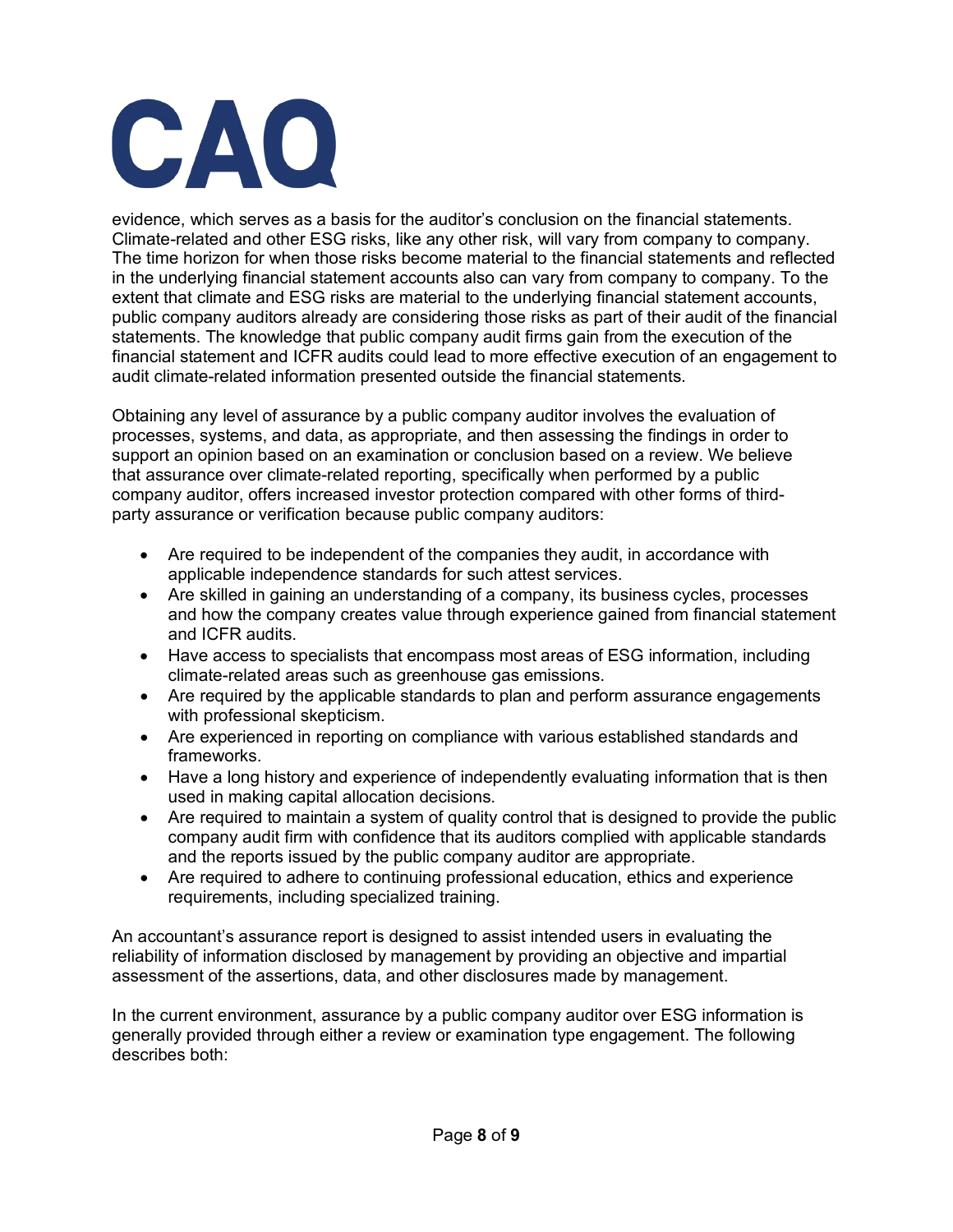evidence, which serves as a basis for the auditor's conclusion on the financial statements. Climate-related and other ESG risks, like any other risk, will vary from company to company. The time horizon for when those risks become material to the financial statements and reflected in the underlying financial statement accounts also can vary from company to company. To the extent that climate and ESG risks are material to the underlying financial statement accounts, public company auditors already are considering those risks as part of their audit of the financial statements. The knowledge that public company audit firms gain from the execution of the financial statement and ICFR audits could lead to more effective execution of an engagement to audit climate-related information presented outside the financial statements.

Obtaining any level of assurance by a public company auditor involves the evaluation of processes, systems, and data, as appropriate, and then assessing the findings in order to support an opinion based on an examination or conclusion based on a review. We believe that assurance over climate-related reporting, specifically when performed by a public company auditor, offers increased investor protection compared with other forms of third-party assurance or verification because public company auditors:

- Are required to be independent of the companies they audit, in accordance with applicable independence standards for such attest services.
- Are skilled in gaining an understanding of a company, its business cycles, processes and how the company creates value through experience gained from financial statement and ICFR audits.
- Have access to specialists that encompass most areas of ESG information, including climate-related areas such as greenhouse gas emissions.
- Are required by the applicable standards to plan and perform assurance engagements with professional skepticism.
- Are experienced in reporting on compliance with various established standards and frameworks.
- Have a long history and experience of independently evaluating information that is then used in making capital allocation decisions.
- Are required to maintain a system of quality control that is designed to provide the public company audit firm with confidence that its auditors complied with applicable standards and the reports issued by the public company auditor are appropriate.
- Are required to adhere to continuing professional education, ethics and experience requirements, including specialized training.

An accountant's assurance report is designed to assist intended users in evaluating the reliability of information disclosed by management by providing an objective and impartial assessment of the assertions, data, and other disclosures made by management.

In the current environment, assurance by a public company auditor over ESG information is generally provided through either a review or examination type engagement. The following describes both: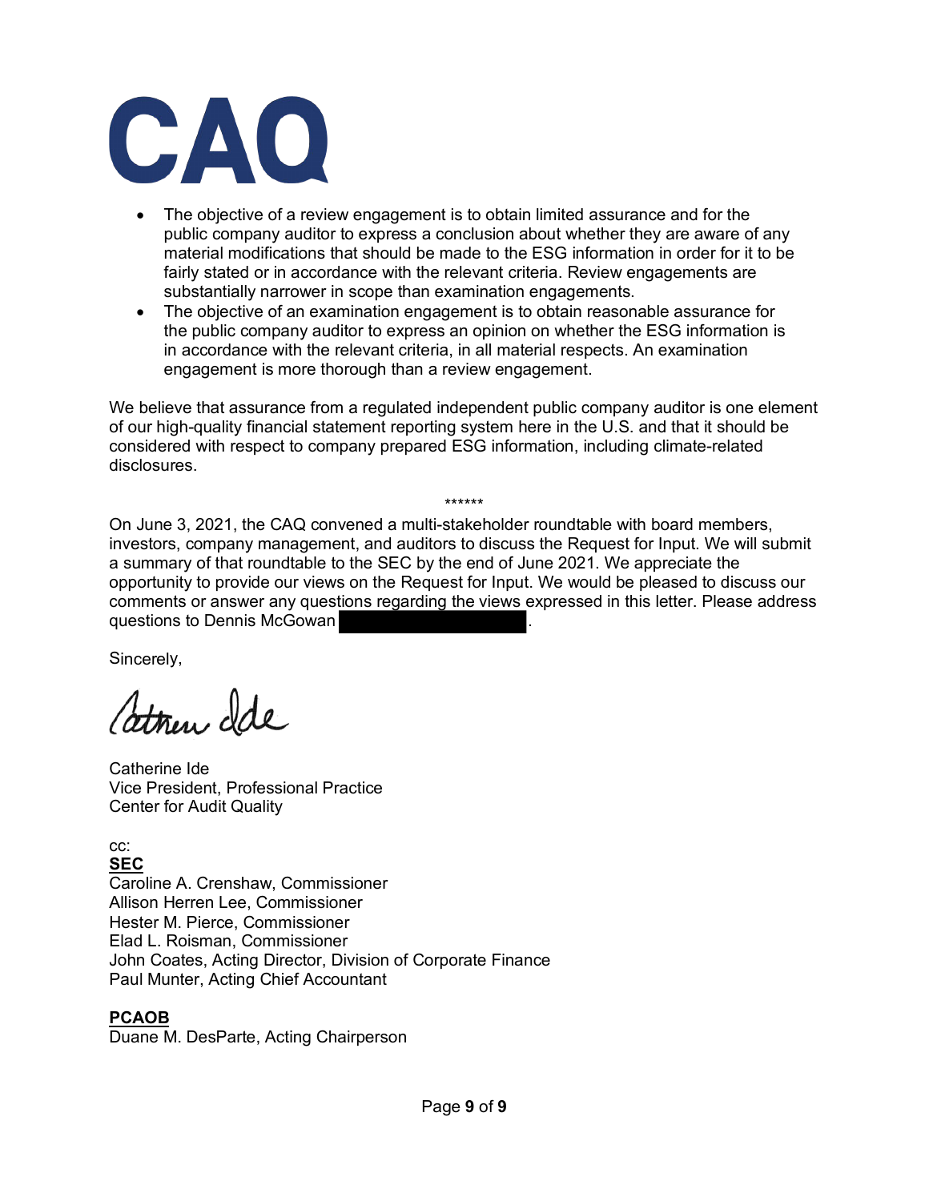- The objective of a review engagement is to obtain limited assurance and for the public company auditor to express a conclusion about whether they are aware of any material modifications that should be made to the ESG information in order for it to be fairly stated or in accordance with the relevant criteria. Review engagements are substantially narrower in scope than examination engagements.
- The objective of an examination engagement is to obtain reasonable assurance for the public company auditor to express an opinion on whether the ESG information is in accordance with the relevant criteria, in all material respects. An examination engagement is more thorough than a review engagement.

We believe that assurance from a regulated independent public company auditor is one element of our high-quality financial statement reporting system here in the U.S. and that it should be considered with respect to company prepared ESG information, including climate-related disclosures.

******

On June 3, 2021, the CAQ convened a multi-stakeholder roundtable with board members, investors, company management, and auditors to discuss the Request for Input. We will submit a summary of that roundtable to the SEC by the end of June 2021. We appreciate the opportunity to provide our views on the Request for Input. We would be pleased to discuss our comments or answer any questions regarding the views expressed in this letter. Please address questions to Dennis McGowan .

Sincerely,

Catherine Ide

Catherine Ide
Vice President, Professional Practice
Center for Audit Quality

cc:

**SEC**
Caroline A. Crenshaw, Commissioner
Allison Herren Lee, Commissioner
Hester M. Pierce, Commissioner
Elad L. Roisman, Commissioner
John Coates, Acting Director, Division of Corporate Finance
Paul Munter, Acting Chief Accountant

**PCAOB**
Duane M. DesParte, Acting Chairperson